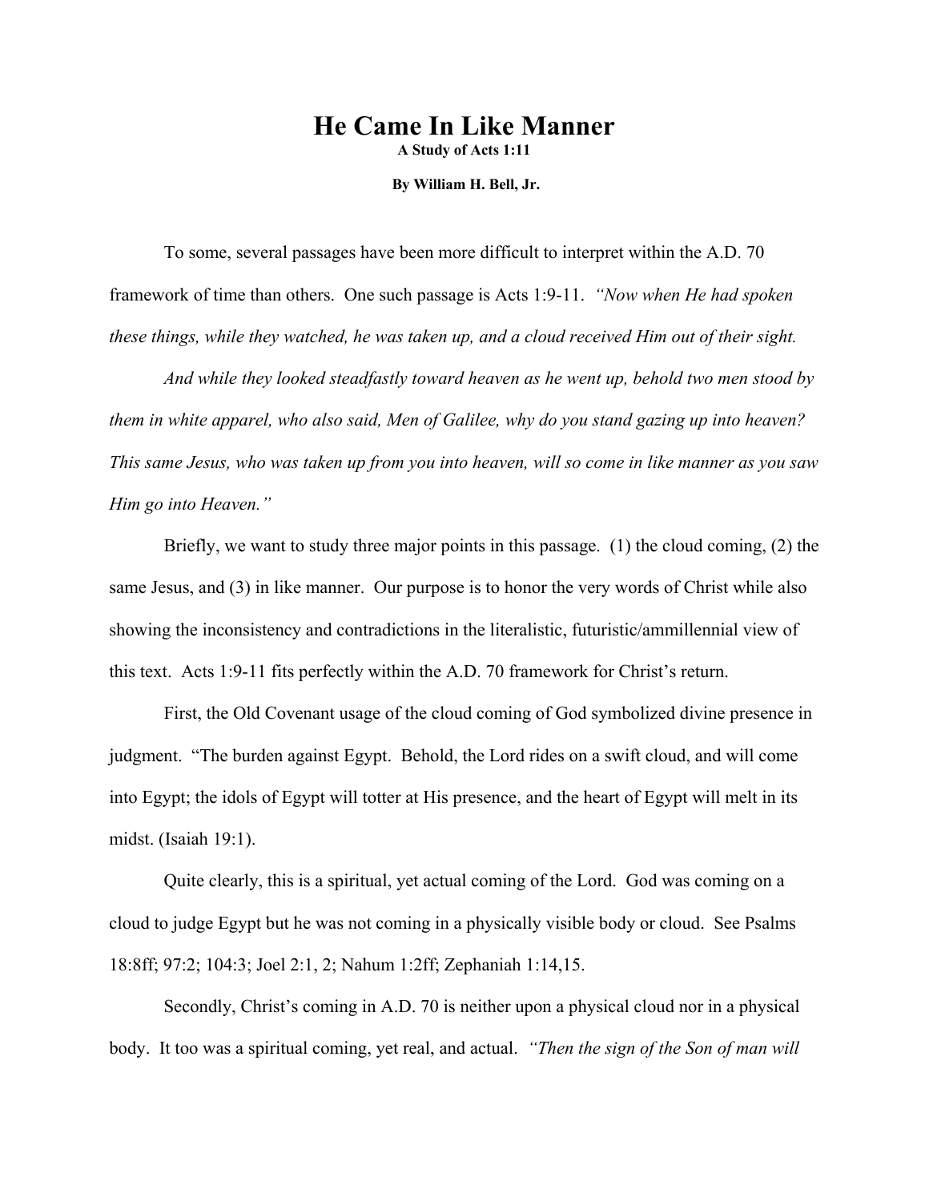# He Came In Like Manner

**A Study of Acts 1:11**

**By William H. Bell, Jr.**

To some, several passages have been more difficult to interpret within the A.D. 70 framework of time than others. One such passage is Acts 1:9-11. *"Now when He had spoken these things, while they watched, he was taken up, and a cloud received Him out of their sight.*

*And while they looked steadfastly toward heaven as he went up, behold two men stood by them in white apparel, who also said, Men of Galilee, why do you stand gazing up into heaven? This same Jesus, who was taken up from you into heaven, will so come in like manner as you saw Him go into Heaven."*

Briefly, we want to study three major points in this passage. (1) the cloud coming, (2) the same Jesus, and (3) in like manner. Our purpose is to honor the very words of Christ while also showing the inconsistency and contradictions in the literalistic, futuristic/ammillennial view of this text. Acts 1:9-11 fits perfectly within the A.D. 70 framework for Christ's return.

First, the Old Covenant usage of the cloud coming of God symbolized divine presence in judgment. "The burden against Egypt. Behold, the Lord rides on a swift cloud, and will come into Egypt; the idols of Egypt will totter at His presence, and the heart of Egypt will melt in its midst. (Isaiah 19:1).

Quite clearly, this is a spiritual, yet actual coming of the Lord. God was coming on a cloud to judge Egypt but he was not coming in a physically visible body or cloud. See Psalms 18:8ff; 97:2; 104:3; Joel 2:1, 2; Nahum 1:2ff; Zephaniah 1:14,15.

Secondly, Christ's coming in A.D. 70 is neither upon a physical cloud nor in a physical body. It too was a spiritual coming, yet real, and actual. *"Then the sign of the Son of man will*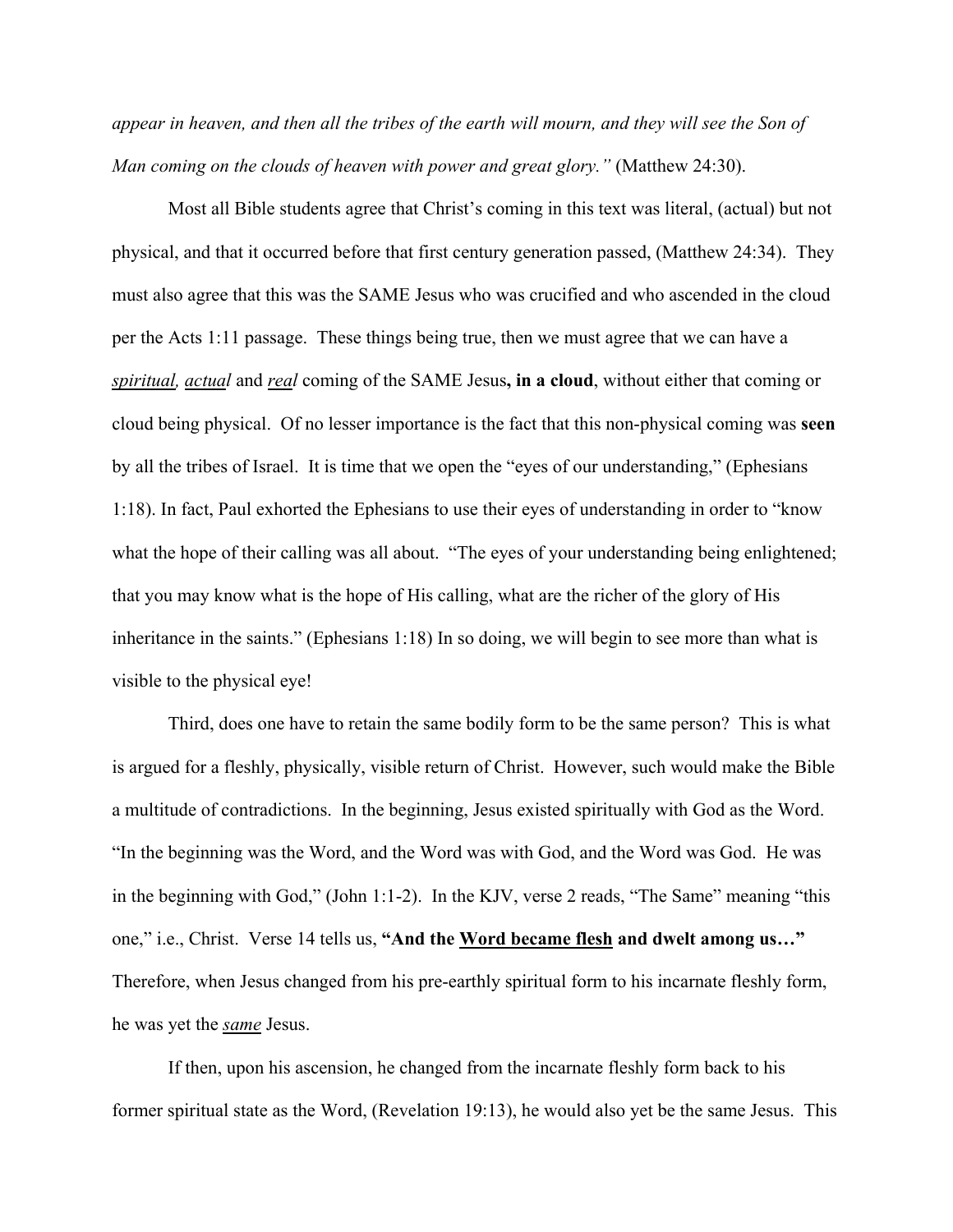*appear in heaven, and then all the tribes of the earth will mourn, and they will see the Son of Man coming on the clouds of heaven with power and great glory."* (Matthew 24:30).

Most all Bible students agree that Christ's coming in this text was literal, (actual) but not physical, and that it occurred before that first century generation passed, (Matthew 24:34). They must also agree that this was the SAME Jesus who was crucified and who ascended in the cloud per the Acts 1:11 passage. These things being true, then we must agree that we can have a ***spiritual***, ***actual*** and ***real*** coming of the SAME Jesus**, in a cloud**, without either that coming or cloud being physical. Of no lesser importance is the fact that this non-physical coming was **seen** by all the tribes of Israel. It is time that we open the "eyes of our understanding," (Ephesians 1:18). In fact, Paul exhorted the Ephesians to use their eyes of understanding in order to "know what the hope of their calling was all about. "The eyes of your understanding being enlightened; that you may know what is the hope of His calling, what are the richer of the glory of His inheritance in the saints." (Ephesians 1:18) In so doing, we will begin to see more than what is visible to the physical eye!

Third, does one have to retain the same bodily form to be the same person? This is what is argued for a fleshly, physically, visible return of Christ. However, such would make the Bible a multitude of contradictions. In the beginning, Jesus existed spiritually with God as the Word. "In the beginning was the Word, and the Word was with God, and the Word was God. He was in the beginning with God," (John 1:1-2). In the KJV, verse 2 reads, "The Same" meaning "this one," i.e., Christ. Verse 14 tells us, **"And the Word became flesh and dwelt among us…"** Therefore, when Jesus changed from his pre-earthly spiritual form to his incarnate fleshly form, he was yet the ***same*** Jesus.

If then, upon his ascension, he changed from the incarnate fleshly form back to his former spiritual state as the Word, (Revelation 19:13), he would also yet be the same Jesus. This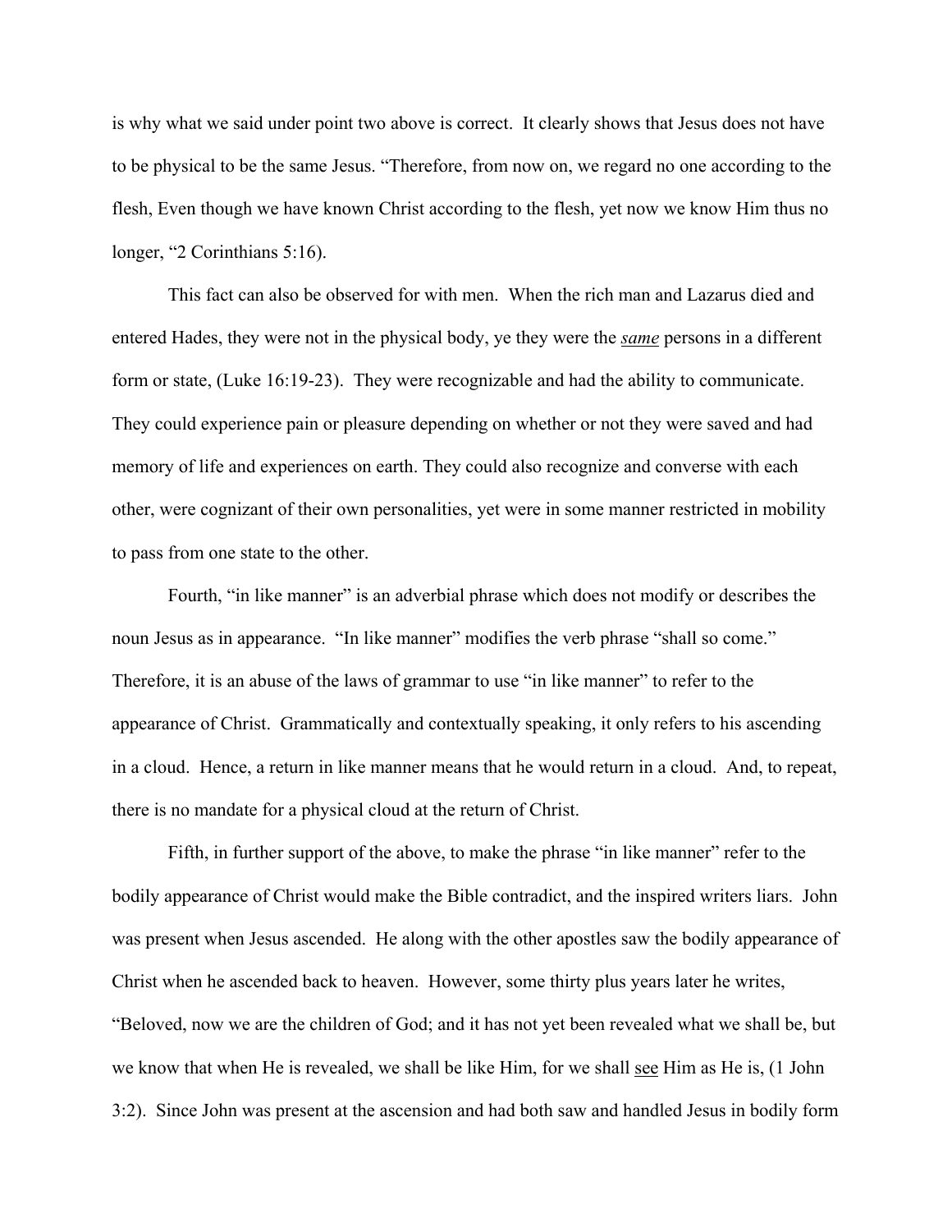is why what we said under point two above is correct. It clearly shows that Jesus does not have to be physical to be the same Jesus. "Therefore, from now on, we regard no one according to the flesh, Even though we have known Christ according to the flesh, yet now we know Him thus no longer, "2 Corinthians 5:16).

This fact can also be observed for with men. When the rich man and Lazarus died and entered Hades, they were not in the physical body, ye they were the ***same*** persons in a different form or state, (Luke 16:19-23). They were recognizable and had the ability to communicate. They could experience pain or pleasure depending on whether or not they were saved and had memory of life and experiences on earth. They could also recognize and converse with each other, were cognizant of their own personalities, yet were in some manner restricted in mobility to pass from one state to the other.

Fourth, "in like manner" is an adverbial phrase which does not modify or describes the noun Jesus as in appearance. "In like manner" modifies the verb phrase "shall so come." Therefore, it is an abuse of the laws of grammar to use "in like manner" to refer to the appearance of Christ. Grammatically and contextually speaking, it only refers to his ascending in a cloud. Hence, a return in like manner means that he would return in a cloud. And, to repeat, there is no mandate for a physical cloud at the return of Christ.

Fifth, in further support of the above, to make the phrase "in like manner" refer to the bodily appearance of Christ would make the Bible contradict, and the inspired writers liars. John was present when Jesus ascended. He along with the other apostles saw the bodily appearance of Christ when he ascended back to heaven. However, some thirty plus years later he writes, "Beloved, now we are the children of God; and it has not yet been revealed what we shall be, but we know that when He is revealed, we shall be like Him, for we shall see Him as He is, (1 John 3:2). Since John was present at the ascension and had both saw and handled Jesus in bodily form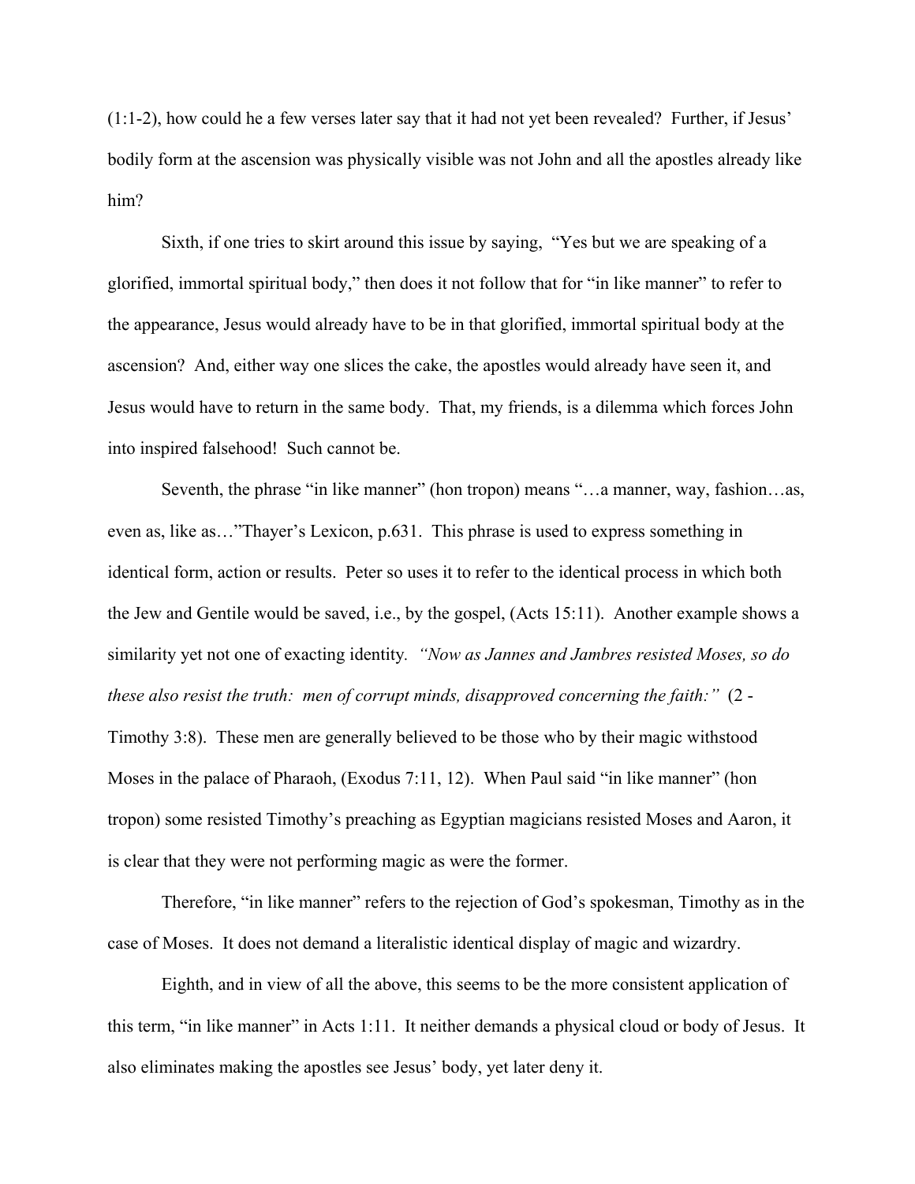(1:1-2), how could he a few verses later say that it had not yet been revealed? Further, if Jesus' bodily form at the ascension was physically visible was not John and all the apostles already like him?

Sixth, if one tries to skirt around this issue by saying, "Yes but we are speaking of a glorified, immortal spiritual body," then does it not follow that for "in like manner" to refer to the appearance, Jesus would already have to be in that glorified, immortal spiritual body at the ascension? And, either way one slices the cake, the apostles would already have seen it, and Jesus would have to return in the same body. That, my friends, is a dilemma which forces John into inspired falsehood! Such cannot be.

Seventh, the phrase "in like manner" (hon tropon) means "…a manner, way, fashion…as, even as, like as…"Thayer's Lexicon, p.631. This phrase is used to express something in identical form, action or results. Peter so uses it to refer to the identical process in which both the Jew and Gentile would be saved, i.e., by the gospel, (Acts 15:11). Another example shows a similarity yet not one of exacting identity. *"Now as Jannes and Jambres resisted Moses, so do these also resist the truth: men of corrupt minds, disapproved concerning the faith:"* (2 - Timothy 3:8). These men are generally believed to be those who by their magic withstood Moses in the palace of Pharaoh, (Exodus 7:11, 12). When Paul said "in like manner" (hon tropon) some resisted Timothy's preaching as Egyptian magicians resisted Moses and Aaron, it is clear that they were not performing magic as were the former.

Therefore, "in like manner" refers to the rejection of God's spokesman, Timothy as in the case of Moses. It does not demand a literalistic identical display of magic and wizardry.

Eighth, and in view of all the above, this seems to be the more consistent application of this term, "in like manner" in Acts 1:11. It neither demands a physical cloud or body of Jesus. It also eliminates making the apostles see Jesus' body, yet later deny it.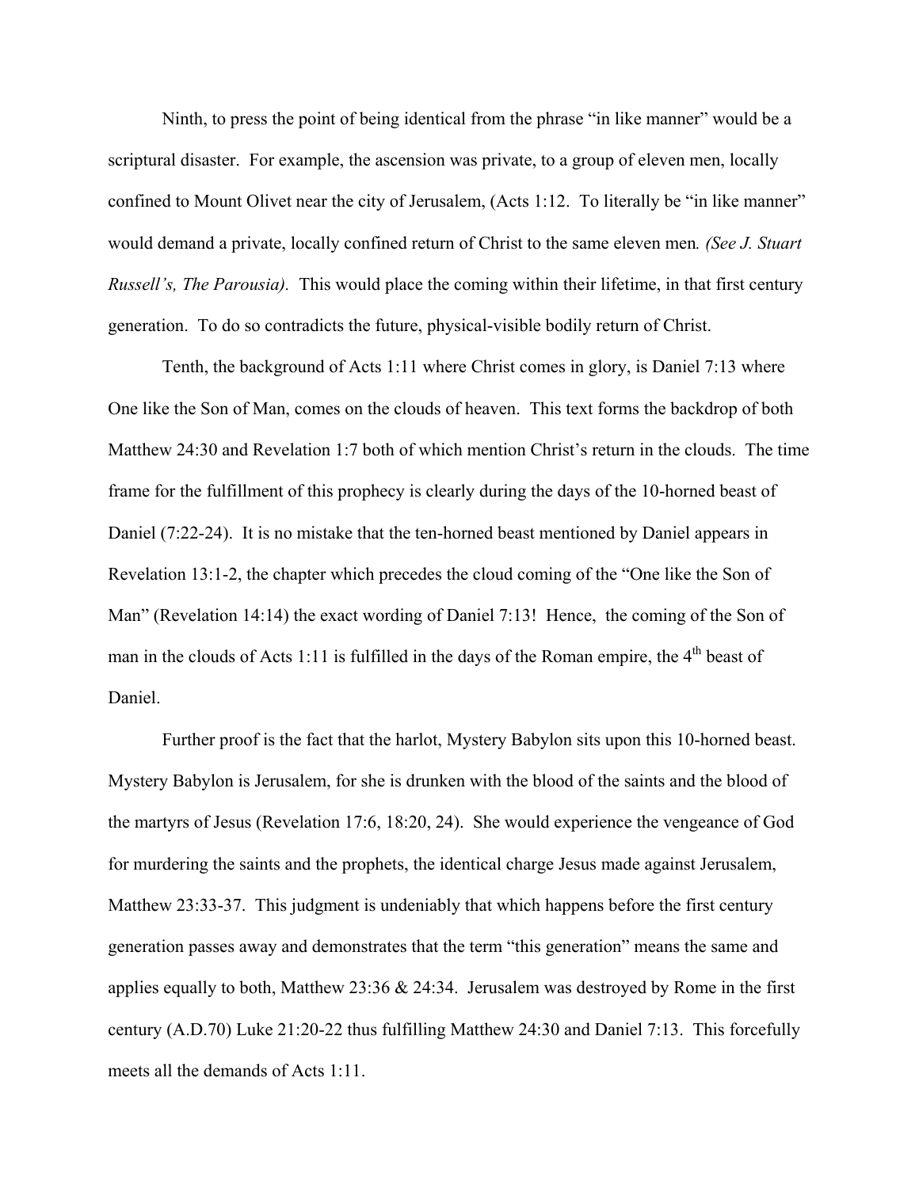Ninth, to press the point of being identical from the phrase "in like manner" would be a scriptural disaster. For example, the ascension was private, to a group of eleven men, locally confined to Mount Olivet near the city of Jerusalem, (Acts 1:12. To literally be "in like manner" would demand a private, locally confined return of Christ to the same eleven men*. (See J. Stuart Russell's, The Parousia).* This would place the coming within their lifetime, in that first century generation. To do so contradicts the future, physical-visible bodily return of Christ.

Tenth, the background of Acts 1:11 where Christ comes in glory, is Daniel 7:13 where One like the Son of Man, comes on the clouds of heaven. This text forms the backdrop of both Matthew 24:30 and Revelation 1:7 both of which mention Christ's return in the clouds. The time frame for the fulfillment of this prophecy is clearly during the days of the 10-horned beast of Daniel (7:22-24). It is no mistake that the ten-horned beast mentioned by Daniel appears in Revelation 13:1-2, the chapter which precedes the cloud coming of the "One like the Son of Man" (Revelation 14:14) the exact wording of Daniel 7:13! Hence, the coming of the Son of man in the clouds of Acts 1:11 is fulfilled in the days of the Roman empire, the 4th beast of Daniel.

Further proof is the fact that the harlot, Mystery Babylon sits upon this 10-horned beast. Mystery Babylon is Jerusalem, for she is drunken with the blood of the saints and the blood of the martyrs of Jesus (Revelation 17:6, 18:20, 24). She would experience the vengeance of God for murdering the saints and the prophets, the identical charge Jesus made against Jerusalem, Matthew 23:33-37. This judgment is undeniably that which happens before the first century generation passes away and demonstrates that the term "this generation" means the same and applies equally to both, Matthew 23:36 & 24:34. Jerusalem was destroyed by Rome in the first century (A.D.70) Luke 21:20-22 thus fulfilling Matthew 24:30 and Daniel 7:13. This forcefully meets all the demands of Acts 1:11.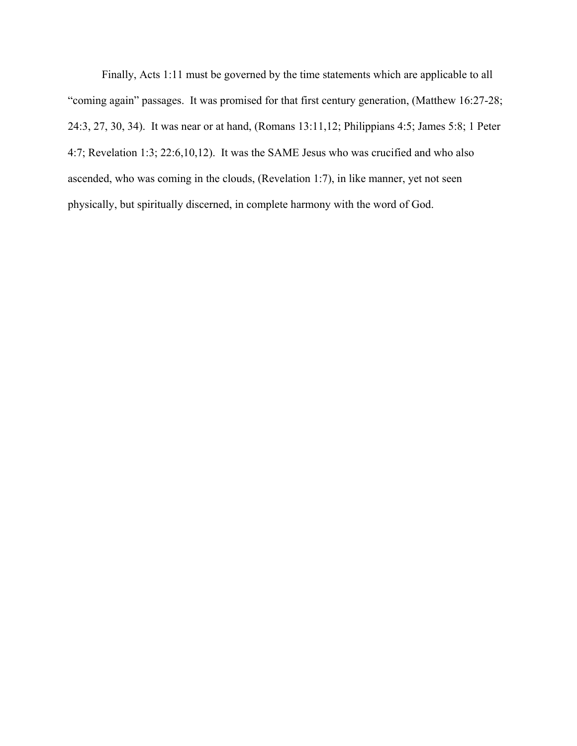Finally, Acts 1:11 must be governed by the time statements which are applicable to all "coming again" passages. It was promised for that first century generation, (Matthew 16:27-28; 24:3, 27, 30, 34). It was near or at hand, (Romans 13:11,12; Philippians 4:5; James 5:8; 1 Peter 4:7; Revelation 1:3; 22:6,10,12). It was the SAME Jesus who was crucified and who also ascended, who was coming in the clouds, (Revelation 1:7), in like manner, yet not seen physically, but spiritually discerned, in complete harmony with the word of God.